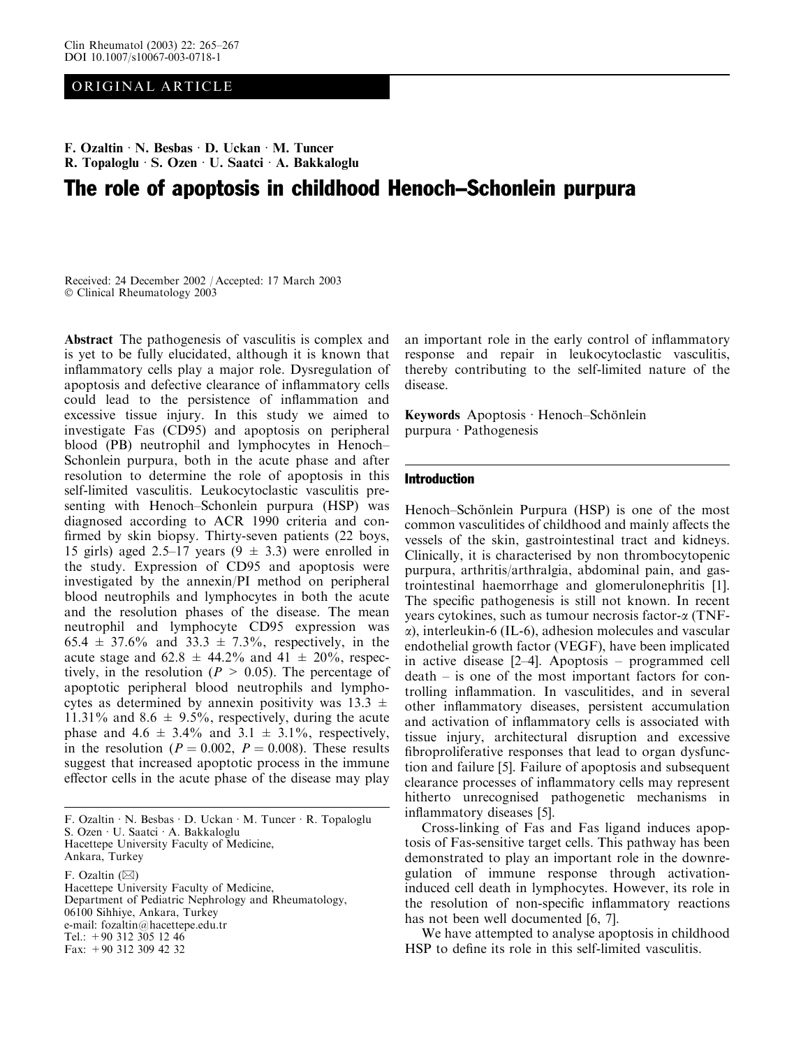ORIGINAL ARTICLE

F. Ozaltin · N. Besbas · D. Uckan · M. Tuncer · R. Topaloglu · S. Ozen · U. Saatci · A. Bakkaloglu

# The role of apoptosis in childhood Henoch–Schonlein purpura

Received: 24 December 2002 / Accepted: 17 March 2003
© Clinical Rheumatology 2003

**Abstract** The pathogenesis of vasculitis is complex and is yet to be fully elucidated, although it is known that inflammatory cells play a major role. Dysregulation of apoptosis and defective clearance of inflammatory cells could lead to the persistence of inflammation and excessive tissue injury. In this study we aimed to investigate Fas (CD95) and apoptosis on peripheral blood (PB) neutrophil and lymphocytes in Henoch–Schonlein purpura, both in the acute phase and after resolution to determine the role of apoptosis in this self-limited vasculitis. Leukocytoclastic vasculitis presenting with Henoch–Schonlein purpura (HSP) was diagnosed according to ACR 1990 criteria and confirmed by skin biopsy. Thirty-seven patients (22 boys, 15 girls) aged 2.5–17 years ($9 \pm 3.3$) were enrolled in the study. Expression of CD95 and apoptosis were investigated by the annexin/PI method on peripheral blood neutrophils and lymphocytes in both the acute and the resolution phases of the disease. The mean neutrophil and lymphocyte CD95 expression was $65.4 \pm 37.6\%$ and $33.3 \pm 7.3\%$, respectively, in the acute stage and $62.8 \pm 44.2\%$ and $41 \pm 20\%$, respectively, in the resolution ($P > 0.05$). The percentage of apoptotic peripheral blood neutrophils and lymphocytes as determined by annexin positivity was $13.3 \pm 11.31\%$ and $8.6 \pm 9.5\%$, respectively, during the acute phase and $4.6 \pm 3.4\%$ and $3.1 \pm 3.1\%$, respectively, in the resolution ($P = 0.002$, $P = 0.008$). These results suggest that increased apoptotic process in the immune effector cells in the acute phase of the disease may play an important role in the early control of inflammatory response and repair in leukocytoclastic vasculitis, thereby contributing to the self-limited nature of the disease.

**Keywords** Apoptosis · Henoch–Schönlein purpura · Pathogenesis

F. Ozaltin · N. Besbas · D. Uckan · M. Tuncer · R. Topaloglu
S. Ozen · U. Saatci · A. Bakkaloglu
Hacettepe University Faculty of Medicine,
Ankara, Turkey

F. Ozaltin (✉)
Hacettepe University Faculty of Medicine,
Department of Pediatric Nephrology and Rheumatology,
06100 Sihhiye, Ankara, Turkey
e-mail: fozaltin@hacettepe.edu.tr
Tel.: +90 312 305 12 46
Fax: +90 312 309 42 32

## Introduction

Henoch–Schönlein Purpura (HSP) is one of the most common vasculitides of childhood and mainly affects the vessels of the skin, gastrointestinal tract and kidneys. Clinically, it is characterised by non thrombocytopenic purpura, arthritis/arthralgia, abdominal pain, and gastrointestinal haemorrhage and glomerulonephritis [1]. The specific pathogenesis is still not known. In recent years cytokines, such as tumour necrosis factor-α (TNF-α), interleukin-6 (IL-6), adhesion molecules and vascular endothelial growth factor (VEGF), have been implicated in active disease [2–4]. Apoptosis – programmed cell death – is one of the most important factors for controlling inflammation. In vasculitides, and in several other inflammatory diseases, persistent accumulation and activation of inflammatory cells is associated with tissue injury, architectural disruption and excessive fibroproliferative responses that lead to organ dysfunction and failure [5]. Failure of apoptosis and subsequent clearance processes of inflammatory cells may represent hitherto unrecognised pathogenetic mechanisms in inflammatory diseases [5].

Cross-linking of Fas and Fas ligand induces apoptosis of Fas-sensitive target cells. This pathway has been demonstrated to play an important role in the downregulation of immune response through activation-induced cell death in lymphocytes. However, its role in the resolution of non-specific inflammatory reactions has not been well documented [6, 7].

We have attempted to analyse apoptosis in childhood HSP to define its role in this self-limited vasculitis.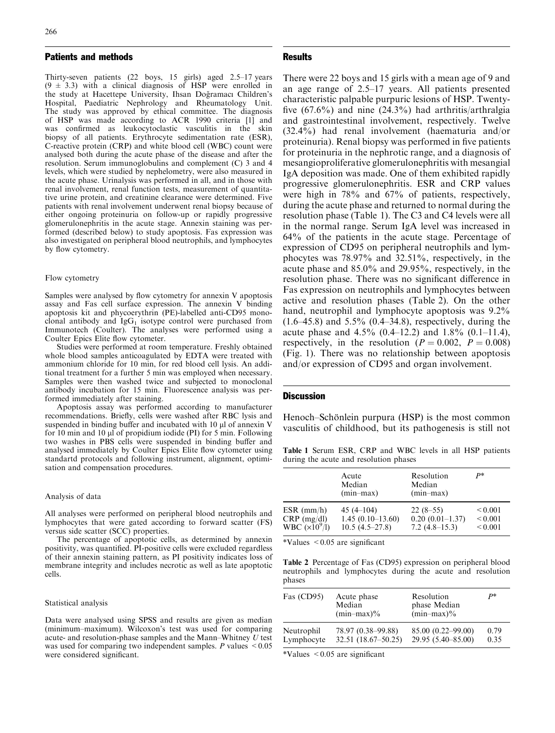## Patients and methods

Thirty-seven patients (22 boys, 15 girls) aged 2.5–17 years ($9 \pm 3.3$) with a clinical diagnosis of HSP were enrolled in the study at Hacettepe University, Ihsan Doğramacı Children's Hospital, Paediatric Nephrology and Rheumatology Unit. The study was approved by ethical committee. The diagnosis of HSP was made according to ACR 1990 criteria [1] and was confirmed as leukocytoclastic vasculitis in the skin biopsy of all patients. Erythrocyte sedimentation rate (ESR), C-reactive protein (CRP) and white blood cell (WBC) count were analysed both during the acute phase of the disease and after the resolution. Serum immunoglobulins and complement (C) 3 and 4 levels, which were studied by nephelometry, were also measured in the acute phase. Urinalysis was performed in all, and in those with renal involvement, renal function tests, measurement of quantitative urine protein, and creatinine clearance were determined. Five patients with renal involvement underwent renal biopsy because of either ongoing proteinuria on follow-up or rapidly progressive glomerulonephritis in the acute stage. Annexin staining was performed (described below) to study apoptosis. Fas expression was also investigated on peripheral blood neutrophils, and lymphocytes by flow cytometry.

### Flow cytometry

Samples were analysed by flow cytometry for annexin V apoptosis assay and Fas cell surface expression. The annexin V binding apoptosis kit and phycoerythrin (PE)-labelled anti-CD95 monoclonal antibody and $IgG_1$ isotype control were purchased from Immunotech (Coulter). The analyses were performed using a Coulter Epics Elite flow cytometer.

Studies were performed at room temperature. Freshly obtained whole blood samples anticoagulated by EDTA were treated with ammonium chloride for 10 min, for red blood cell lysis. An additional treatment for a further 5 min was employed when necessary. Samples were then washed twice and subjected to monoclonal antibody incubation for 15 min. Fluorescence analysis was performed immediately after staining.

Apoptosis assay was performed according to manufacturer recommendations. Briefly, cells were washed after RBC lysis and suspended in binding buffer and incubated with 10 µl of annexin V for 10 min and 10 µl of propidium iodide (PI) for 5 min. Following two washes in PBS cells were suspended in binding buffer and analysed immediately by Coulter Epics Elite flow cytometer using standartd protocols and following instrument, alignment, optimisation and compensation procedures.

### Analysis of data

All analyses were performed on peripheral blood neutrophils and lymphocytes that were gated according to forward scatter (FS) versus side scatter (SCC) properties.

The percentage of apoptotic cells, as determined by annexin positivity, was quantified. PI-positive cells were excluded regardless of their annexin staining pattern, as PI positivity indicates loss of membrane integrity and includes necrotic as well as late apoptotic cells.

### Statistical analysis

Data were analysed using SPSS and results are given as median (minimum–maximum). Wilcoxon's test was used for comparing acute- and resolution-phase samples and the Mann–Whitney *U* test was used for comparing two independent samples. *P* values $< 0.05$ were considered significant.

## Results

There were 22 boys and 15 girls with a mean age of 9 and an age range of 2.5–17 years. All patients presented characteristic palpable purpuric lesions of HSP. Twenty-five (67.6%) and nine (24.3%) had arthritis/arthralgia and gastrointestinal involvement, respectively. Twelve (32.4%) had renal involvement (haematuria and/or proteinuria). Renal biopsy was performed in five patients for proteinuria in the nephrotic range, and a diagnosis of mesangioproliferative glomerulonephritis with mesangial IgA deposition was made. One of them exhibited rapidly progressive glomerulonephritis. ESR and CRP values were high in 78% and 67% of patients, respectively, during the acute phase and returned to normal during the resolution phase (Table 1). The C3 and C4 levels were all in the normal range. Serum IgA level was increased in 64% of the patients in the acute stage. Percentage of expression of CD95 on peripheral neutrophils and lymphocytes was 78.97% and 32.51%, respectively, in the acute phase and 85.0% and 29.95%, respectively, in the resolution phase. There was no significant difference in Fas expression on neutrophils and lymphocytes between active and resolution phases (Table 2). On the other hand, neutrophil and lymphocyte apoptosis was 9.2% (1.6–45.8) and 5.5% (0.4–34.8), respectively, during the acute phase and 4.5% (0.4–12.2) and 1.8% (0.1–11.4), respectively, in the resolution ($P = 0.002$, $P = 0.008$) (Fig. 1). There was no relationship between apoptosis and/or expression of CD95 and organ involvement.

## Discussion

Henoch–Schönlein purpura (HSP) is the most common vasculitis of childhood, but its pathogenesis is still not

**Table 1** Serum ESR, CRP and WBC levels in all HSP patients during the acute and resolution phases

| | Acute Median (min–max) | Resolution Median (min–max) | $P$* |
|---|---|---|---|
| ESR (mm/h) | 45 (4–104) | 22 (8–55) | < 0.001 |
| CRP (mg/dl) | 1.45 (0.10–13.60) | 0.20 (0.01–1.37) | < 0.001 |
| WBC ($\times 10^9$/l) | 10.5 (4.5–27.8) | 7.2 (4.8–15.3) | < 0.001 |

*Values < 0.05 are significant

**Table 2** Percentage of Fas (CD95) expression on peripheral blood neutrophils and lymphocytes during the acute and resolution phases

| Fas (CD95) | Acute phase Median (min–max)% | Resolution phase Median (min–max)% | $P$* |
|---|---|---|---|
| Neutrophil | 78.97 (0.38–99.88) | 85.00 (0.22–99.00) | 0.79 |
| Lymphocyte | 32.51 (18.67–50.25) | 29.95 (5.40–85.00) | 0.35 |

*Values < 0.05 are significant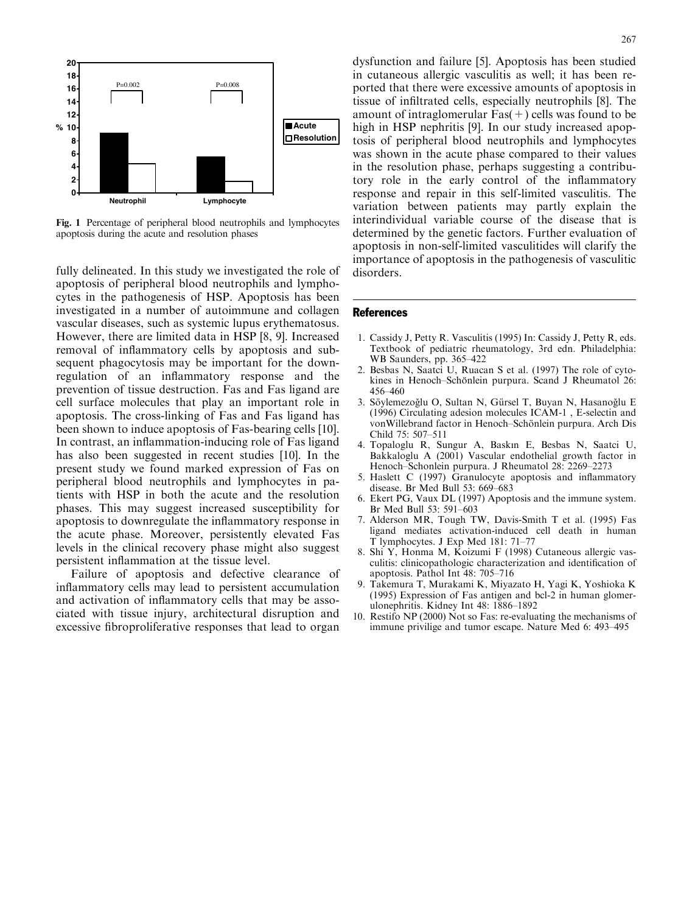20
18
16
14
12
% 10
8
6
4
2
0

P=0.002
P=0.008

Neutrophil
Lymphocyte

Acute
Resolution

**Fig. 1** Percentage of peripheral blood neutrophils and lymphocytes apoptosis during the acute and resolution phases

fully delineated. In this study we investigated the role of apoptosis of peripheral blood neutrophils and lymphocytes in the pathogenesis of HSP. Apoptosis has been investigated in a number of autoimmune and collagen vascular diseases, such as systemic lupus erythematosus. However, there are limited data in HSP [8, 9]. Increased removal of inflammatory cells by apoptosis and subsequent phagocytosis may be important for the downregulation of an inflammatory response and the prevention of tissue destruction. Fas and Fas ligand are cell surface molecules that play an important role in apoptosis. The cross-linking of Fas and Fas ligand has been shown to induce apoptosis of Fas-bearing cells [10]. In contrast, an inflammation-inducing role of Fas ligand has also been suggested in recent studies [10]. In the present study we found marked expression of Fas on peripheral blood neutrophils and lymphocytes in patients with HSP in both the acute and the resolution phases. This may suggest increased susceptibility for apoptosis to downregulate the inflammatory response in the acute phase. Moreover, persistently elevated Fas levels in the clinical recovery phase might also suggest persistent inflammation at the tissue level.

Failure of apoptosis and defective clearance of inflammatory cells may lead to persistent accumulation and activation of inflammatory cells that may be associated with tissue injury, architectural disruption and excessive fibroproliferative responses that lead to organ dysfunction and failure [5]. Apoptosis has been studied in cutaneous allergic vasculitis as well; it has been reported that there were excessive amounts of apoptosis in tissue of infiltrated cells, especially neutrophils [8]. The amount of intraglomerular Fas(+) cells was found to be high in HSP nephritis [9]. In our study increased apoptosis of peripheral blood neutrophils and lymphocytes was shown in the acute phase compared to their values in the resolution phase, perhaps suggesting a contributory role in the early control of the inflammatory response and repair in this self-limited vasculitis. The variation between patients may partly explain the interindividual variable course of the disease that is determined by the genetic factors. Further evaluation of apoptosis in non-self-limited vasculitides will clarify the importance of apoptosis in the pathogenesis of vasculitic disorders.

## References

1. Cassidy J, Petty R. Vasculitis (1995) In: Cassidy J, Petty R, eds. Textbook of pediatric rheumatology, 3rd edn. Philadelphia: WB Saunders, pp. 365–422
2. Besbas N, Saatci U, Ruacan S et al. (1997) The role of cytokines in Henoch–Schönlein purpura. Scand J Rheumatol 26: 456–460
3. Söylemezoğlu O, Sultan N, Gürsel T, Buyan N, Hasanoğlu E (1996) Circulating adesion molecules ICAM-1 , E-selectin and vonWillebrand factor in Henoch–Schönlein purpura. Arch Dis Child 75: 507–511
4. Topaloglu R, Sungur A, Baskın E, Besbas N, Saatci U, Bakkaloglu A (2001) Vascular endothelial growth factor in Henoch–Schonlein purpura. J Rheumatol 28: 2269–2273
5. Haslett C (1997) Granulocyte apoptosis and inflammatory disease. Br Med Bull 53: 669–683
6. Ekert PG, Vaux DL (1997) Apoptosis and the immune system. Br Med Bull 53: 591–603
7. Alderson MR, Tough TW, Davis-Smith T et al. (1995) Fas ligand mediates activation-induced cell death in human T lymphocytes. J Exp Med 181: 71–77
8. Shi Y, Honma M, Koizumi F (1998) Cutaneous allergic vasculitis: clinicopathologic characterization and identification of apoptosis. Pathol Int 48: 705–716
9. Takemura T, Murakami K, Miyazato H, Yagi K, Yoshioka K (1995) Expression of Fas antigen and bcl-2 in human glomerulonephritis. Kidney Int 48: 1886–1892
10. Restifo NP (2000) Not so Fas: re-evaluating the mechanisms of immune privilige and tumor escape. Nature Med 6: 493–495